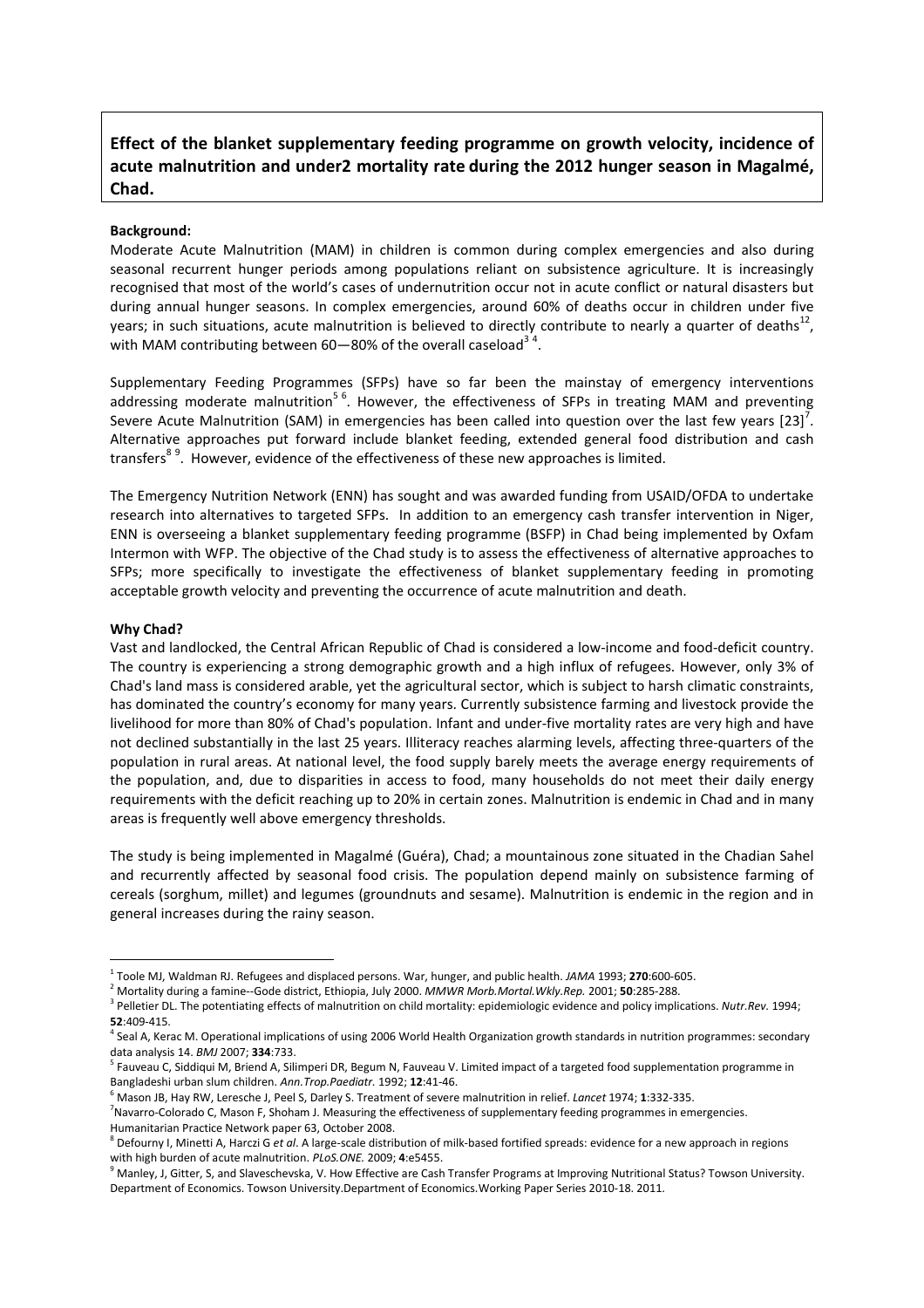**Effect of the blanket supplementary feeding programme on growth velocity, incidence of acute malnutrition and under2 mortality rate during the 2012 hunger season in Magalmé, Chad.**

**Background:**

Moderate Acute Malnutrition (MAM) in children is common during complex emergencies and also during seasonal recurrent hunger periods among populations reliant on subsistence agriculture. It is increasingly recognised that most of the world's cases of undernutrition occur not in acute conflict or natural disasters but during annual hunger seasons. In complex emergencies, around 60% of deaths occur in children under five years; in such situations, acute malnutrition is believed to directly contribute to nearly a quarter of deaths[1,2], with MAM contributing between 60—80% of the overall caseload[3,4].

Supplementary Feeding Programmes (SFPs) have so far been the mainstay of emergency interventions addressing moderate malnutrition[5,6]. However, the effectiveness of SFPs in treating MAM and preventing Severe Acute Malnutrition (SAM) in emergencies has been called into question over the last few years [23][7]. Alternative approaches put forward include blanket feeding, extended general food distribution and cash transfers[8,9]. However, evidence of the effectiveness of these new approaches is limited.

The Emergency Nutrition Network (ENN) has sought and was awarded funding from USAID/OFDA to undertake research into alternatives to targeted SFPs. In addition to an emergency cash transfer intervention in Niger, ENN is overseeing a blanket supplementary feeding programme (BSFP) in Chad being implemented by Oxfam Intermon with WFP. The objective of the Chad study is to assess the effectiveness of alternative approaches to SFPs; more specifically to investigate the effectiveness of blanket supplementary feeding in promoting acceptable growth velocity and preventing the occurrence of acute malnutrition and death.

**Why Chad?**

Vast and landlocked, the Central African Republic of Chad is considered a low-income and food-deficit country. The country is experiencing a strong demographic growth and a high influx of refugees. However, only 3% of Chad's land mass is considered arable, yet the agricultural sector, which is subject to harsh climatic constraints, has dominated the country's economy for many years. Currently subsistence farming and livestock provide the livelihood for more than 80% of Chad's population. Infant and under-five mortality rates are very high and have not declined substantially in the last 25 years. Illiteracy reaches alarming levels, affecting three-quarters of the population in rural areas. At national level, the food supply barely meets the average energy requirements of the population, and, due to disparities in access to food, many households do not meet their daily energy requirements with the deficit reaching up to 20% in certain zones. Malnutrition is endemic in Chad and in many areas is frequently well above emergency thresholds.

The study is being implemented in Magalmé (Guéra), Chad; a mountainous zone situated in the Chadian Sahel and recurrently affected by seasonal food crisis. The population depend mainly on subsistence farming of cereals (sorghum, millet) and legumes (groundnuts and sesame). Malnutrition is endemic in the region and in general increases during the rainy season.

---

[1] Toole MJ, Waldman RJ. Refugees and displaced persons. War, hunger, and public health. *JAMA* 1993; **270**:600-605.

[2] Mortality during a famine--Gode district, Ethiopia, July 2000. *MMWR Morb.Mortal.Wkly.Rep.* 2001; **50**:285-288.

[3] Pelletier DL. The potentiating effects of malnutrition on child mortality: epidemiologic evidence and policy implications. *Nutr.Rev.* 1994; **52**:409-415.

[4] Seal A, Kerac M. Operational implications of using 2006 World Health Organization growth standards in nutrition programmes: secondary data analysis 14. *BMJ* 2007; **334**:733.

[5] Fauveau C, Siddiqui M, Briend A, Silimperi DR, Begum N, Fauveau V. Limited impact of a targeted food supplementation programme in Bangladeshi urban slum children. *Ann.Trop.Paediatr.* 1992; **12**:41-46.

[6] Mason JB, Hay RW, Leresche J, Peel S, Darley S. Treatment of severe malnutrition in relief. *Lancet* 1974; **1**:332-335.

[7] Navarro-Colorado C, Mason F, Shoham J. Measuring the effectiveness of supplementary feeding programmes in emergencies. Humanitarian Practice Network paper 63, October 2008.

[8] Defourny I, Minetti A, Harczi G *et al*. A large-scale distribution of milk-based fortified spreads: evidence for a new approach in regions with high burden of acute malnutrition. *PLoS.ONE.* 2009; **4**:e5455.

[9] Manley, J, Gitter, S, and Slaveschevska, V. How Effective are Cash Transfer Programs at Improving Nutritional Status? Towson University. Department of Economics. Towson University.Department of Economics.Working Paper Series 2010-18. 2011.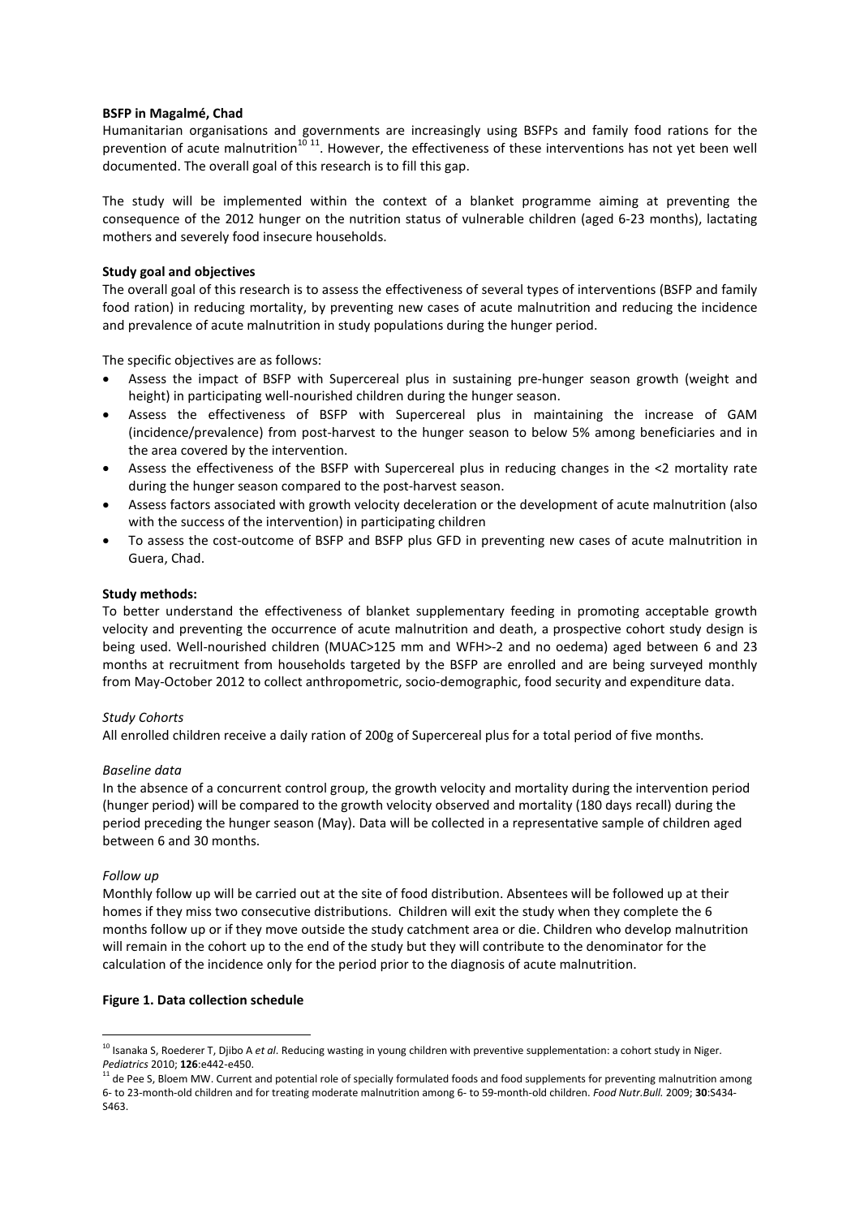**BSFP in Magalmé, Chad**

Humanitarian organisations and governments are increasingly using BSFPs and family food rations for the prevention of acute malnutrition[10 11]. However, the effectiveness of these interventions has not yet been well documented. The overall goal of this research is to fill this gap.

The study will be implemented within the context of a blanket programme aiming at preventing the consequence of the 2012 hunger on the nutrition status of vulnerable children (aged 6-23 months), lactating mothers and severely food insecure households.

**Study goal and objectives**

The overall goal of this research is to assess the effectiveness of several types of interventions (BSFP and family food ration) in reducing mortality, by preventing new cases of acute malnutrition and reducing the incidence and prevalence of acute malnutrition in study populations during the hunger period.

The specific objectives are as follows:

- Assess the impact of BSFP with Supercereal plus in sustaining pre-hunger season growth (weight and height) in participating well-nourished children during the hunger season.
- Assess the effectiveness of BSFP with Supercereal plus in maintaining the increase of GAM (incidence/prevalence) from post-harvest to the hunger season to below 5% among beneficiaries and in the area covered by the intervention.
- Assess the effectiveness of the BSFP with Supercereal plus in reducing changes in the <2 mortality rate during the hunger season compared to the post-harvest season.
- Assess factors associated with growth velocity deceleration or the development of acute malnutrition (also with the success of the intervention) in participating children
- To assess the cost-outcome of BSFP and BSFP plus GFD in preventing new cases of acute malnutrition in Guera, Chad.

**Study methods:**

To better understand the effectiveness of blanket supplementary feeding in promoting acceptable growth velocity and preventing the occurrence of acute malnutrition and death, a prospective cohort study design is being used. Well-nourished children (MUAC>125 mm and WFH>-2 and no oedema) aged between 6 and 23 months at recruitment from households targeted by the BSFP are enrolled and are being surveyed monthly from May-October 2012 to collect anthropometric, socio-demographic, food security and expenditure data.

*Study Cohorts*

All enrolled children receive a daily ration of 200g of Supercereal plus for a total period of five months.

*Baseline data*

In the absence of a concurrent control group, the growth velocity and mortality during the intervention period (hunger period) will be compared to the growth velocity observed and mortality (180 days recall) during the period preceding the hunger season (May). Data will be collected in a representative sample of children aged between 6 and 30 months.

*Follow up*

Monthly follow up will be carried out at the site of food distribution. Absentees will be followed up at their homes if they miss two consecutive distributions. Children will exit the study when they complete the 6 months follow up or if they move outside the study catchment area or die. Children who develop malnutrition will remain in the cohort up to the end of the study but they will contribute to the denominator for the calculation of the incidence only for the period prior to the diagnosis of acute malnutrition.

**Figure 1. Data collection schedule**

---

[10] Isanaka S, Roederer T, Djibo A *et al*. Reducing wasting in young children with preventive supplementation: a cohort study in Niger. *Pediatrics* 2010; **126**:e442-e450.

[11] de Pee S, Bloem MW. Current and potential role of specially formulated foods and food supplements for preventing malnutrition among 6- to 23-month-old children and for treating moderate malnutrition among 6- to 59-month-old children. *Food Nutr.Bull.* 2009; **30**:S434-S463.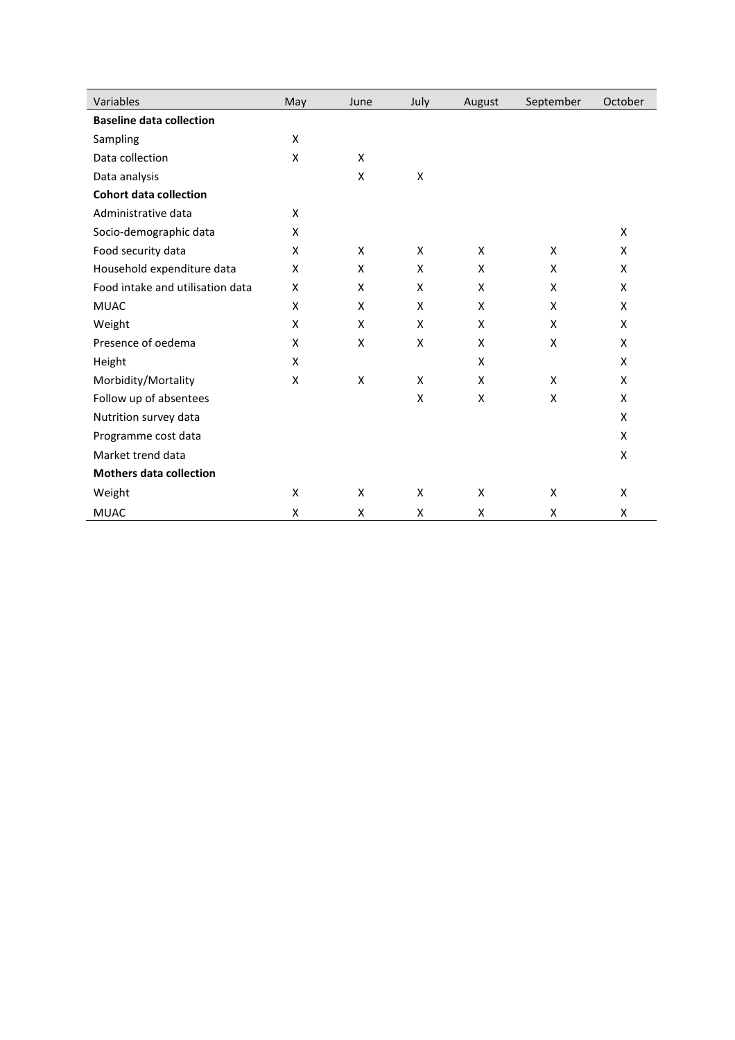| Variables | May | June | July | August | September | October |
|---|---|---|---|---|---|---|
| **Baseline data collection** | | | | | | |
| Sampling | X | | | | | |
| Data collection | X | X | | | | |
| Data analysis | | X | X | | | |
| **Cohort data collection** | | | | | | |
| Administrative data | X | | | | | |
| Socio-demographic data | X | | | | | X |
| Food security data | X | X | X | X | X | X |
| Household expenditure data | X | X | X | X | X | X |
| Food intake and utilisation data | X | X | X | X | X | X |
| MUAC | X | X | X | X | X | X |
| Weight | X | X | X | X | X | X |
| Presence of oedema | X | X | X | X | X | X |
| Height | X | | | X | | X |
| Morbidity/Mortality | X | X | X | X | X | X |
| Follow up of absentees | | | X | X | X | X |
| Nutrition survey data | | | | | | X |
| Programme cost data | | | | | | X |
| Market trend data | | | | | | X |
| **Mothers data collection** | | | | | | |
| Weight | X | X | X | X | X | X |
| MUAC | X | X | X | X | X | X |